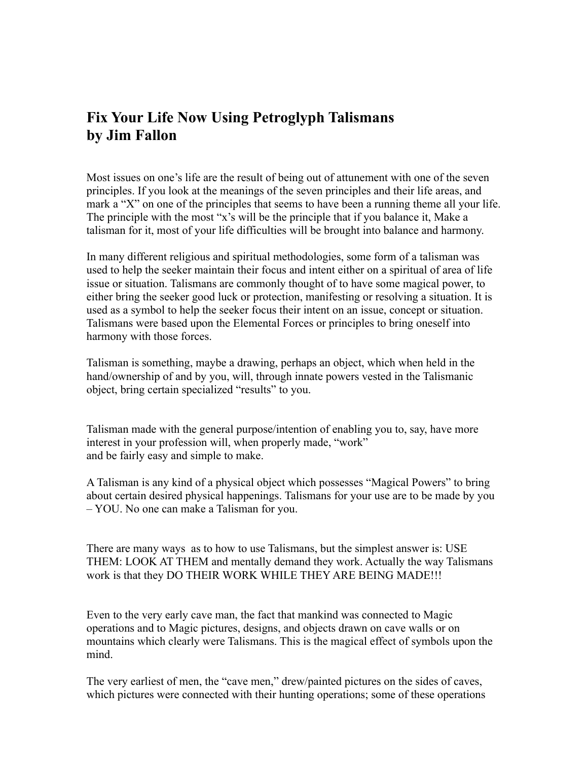# Fix Your Life Now Using Petroglyph Talismans
# by Jim Fallon

Most issues on one's life are the result of being out of attunement with one of the seven principles. If you look at the meanings of the seven principles and their life areas, and mark a "X" on one of the principles that seems to have been a running theme all your life. The principle with the most "x's will be the principle that if you balance it, Make a talisman for it, most of your life difficulties will be brought into balance and harmony.

In many different religious and spiritual methodologies, some form of a talisman was used to help the seeker maintain their focus and intent either on a spiritual of area of life issue or situation. Talismans are commonly thought of to have some magical power, to either bring the seeker good luck or protection, manifesting or resolving a situation. It is used as a symbol to help the seeker focus their intent on an issue, concept or situation. Talismans were based upon the Elemental Forces or principles to bring oneself into harmony with those forces.

Talisman is something, maybe a drawing, perhaps an object, which when held in the hand/ownership of and by you, will, through innate powers vested in the Talismanic object, bring certain specialized "results" to you.

Talisman made with the general purpose/intention of enabling you to, say, have more interest in your profession will, when properly made, "work"
and be fairly easy and simple to make.

A Talisman is any kind of a physical object which possesses "Magical Powers" to bring about certain desired physical happenings. Talismans for your use are to be made by you – YOU. No one can make a Talisman for you.

There are many ways as to how to use Talismans, but the simplest answer is: USE THEM: LOOK AT THEM and mentally demand they work. Actually the way Talismans work is that they DO THEIR WORK WHILE THEY ARE BEING MADE!!!

Even to the very early cave man, the fact that mankind was connected to Magic operations and to Magic pictures, designs, and objects drawn on cave walls or on mountains which clearly were Talismans. This is the magical effect of symbols upon the mind.

The very earliest of men, the "cave men," drew/painted pictures on the sides of caves, which pictures were connected with their hunting operations; some of these operations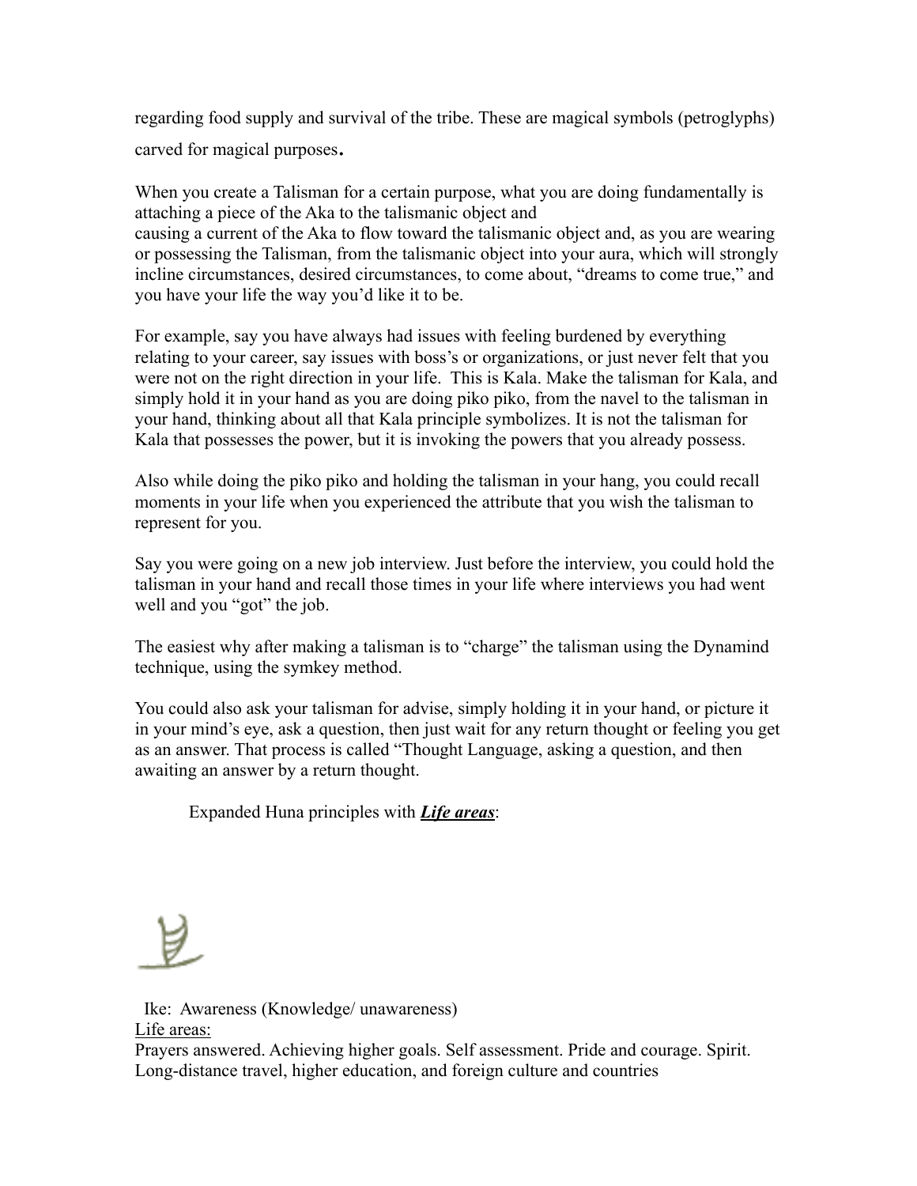regarding food supply and survival of the tribe. These are magical symbols (petroglyphs) carved for magical purposes.

When you create a Talisman for a certain purpose, what you are doing fundamentally is attaching a piece of the Aka to the talismanic object and causing a current of the Aka to flow toward the talismanic object and, as you are wearing or possessing the Talisman, from the talismanic object into your aura, which will strongly incline circumstances, desired circumstances, to come about, "dreams to come true," and you have your life the way you'd like it to be.

For example, say you have always had issues with feeling burdened by everything relating to your career, say issues with boss's or organizations, or just never felt that you were not on the right direction in your life.  This is Kala. Make the talisman for Kala, and simply hold it in your hand as you are doing piko piko, from the navel to the talisman in your hand, thinking about all that Kala principle symbolizes. It is not the talisman for Kala that possesses the power, but it is invoking the powers that you already possess.

Also while doing the piko piko and holding the talisman in your hang, you could recall moments in your life when you experienced the attribute that you wish the talisman to represent for you.

Say you were going on a new job interview. Just before the interview, you could hold the talisman in your hand and recall those times in your life where interviews you had went well and you "got" the job.

The easiest why after making a talisman is to "charge" the talisman using the Dynamind technique, using the symkey method.

You could also ask your talisman for advise, simply holding it in your hand, or picture it in your mind's eye, ask a question, then just wait for any return thought or feeling you get as an answer. That process is called "Thought Language, asking a question, and then awaiting an answer by a return thought.

Expanded Huna principles with ***<u>Life areas</u>***:

Ike:  Awareness (Knowledge/ unawareness)

<u>Life areas:</u>

Prayers answered. Achieving higher goals. Self assessment. Pride and courage. Spirit. Long-distance travel, higher education, and foreign culture and countries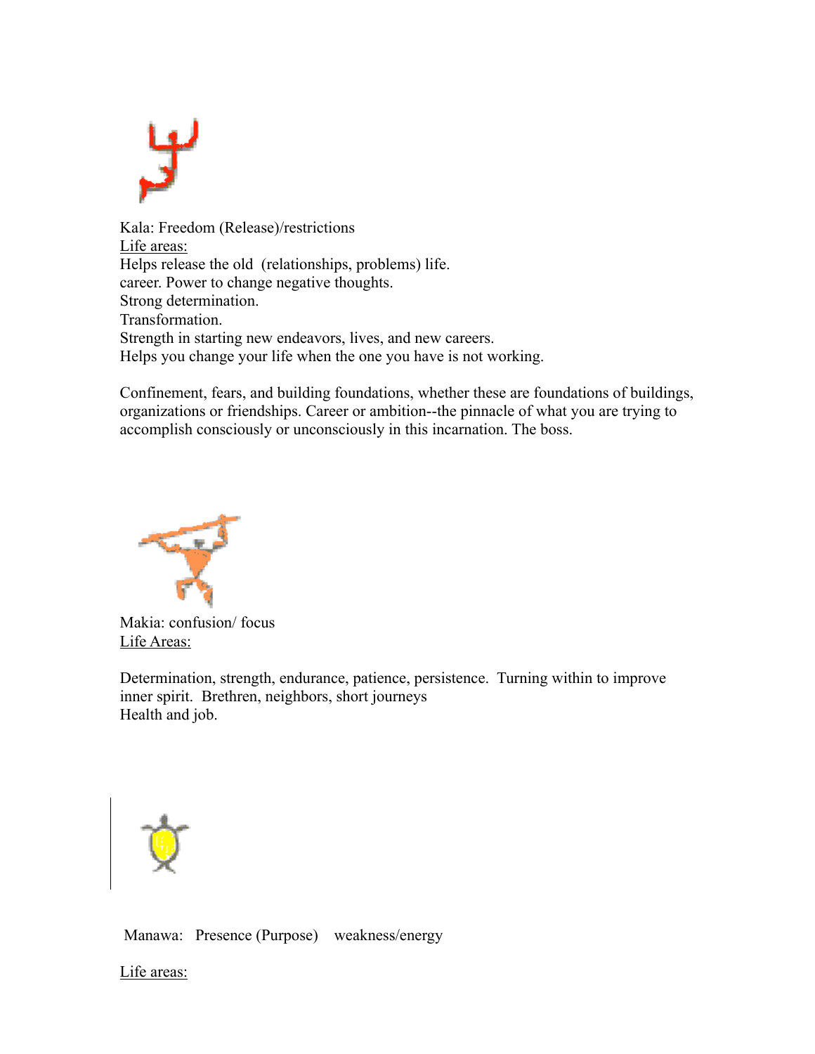Kala: Freedom (Release)/restrictions

<u>Life areas:</u>

Helps release the old (relationships, problems) life.
career. Power to change negative thoughts.
Strong determination.
Transformation.
Strength in starting new endeavors, lives, and new careers.
Helps you change your life when the one you have is not working.

Confinement, fears, and building foundations, whether these are foundations of buildings, organizations or friendships. Career or ambition--the pinnacle of what you are trying to accomplish consciously or unconsciously in this incarnation. The boss.

Makia: confusion/ focus

<u>Life Areas:</u>

Determination, strength, endurance, patience, persistence. Turning within to improve inner spirit. Brethren, neighbors, short journeys
Health and job.

Manawa: Presence (Purpose) weakness/energy

<u>Life areas:</u>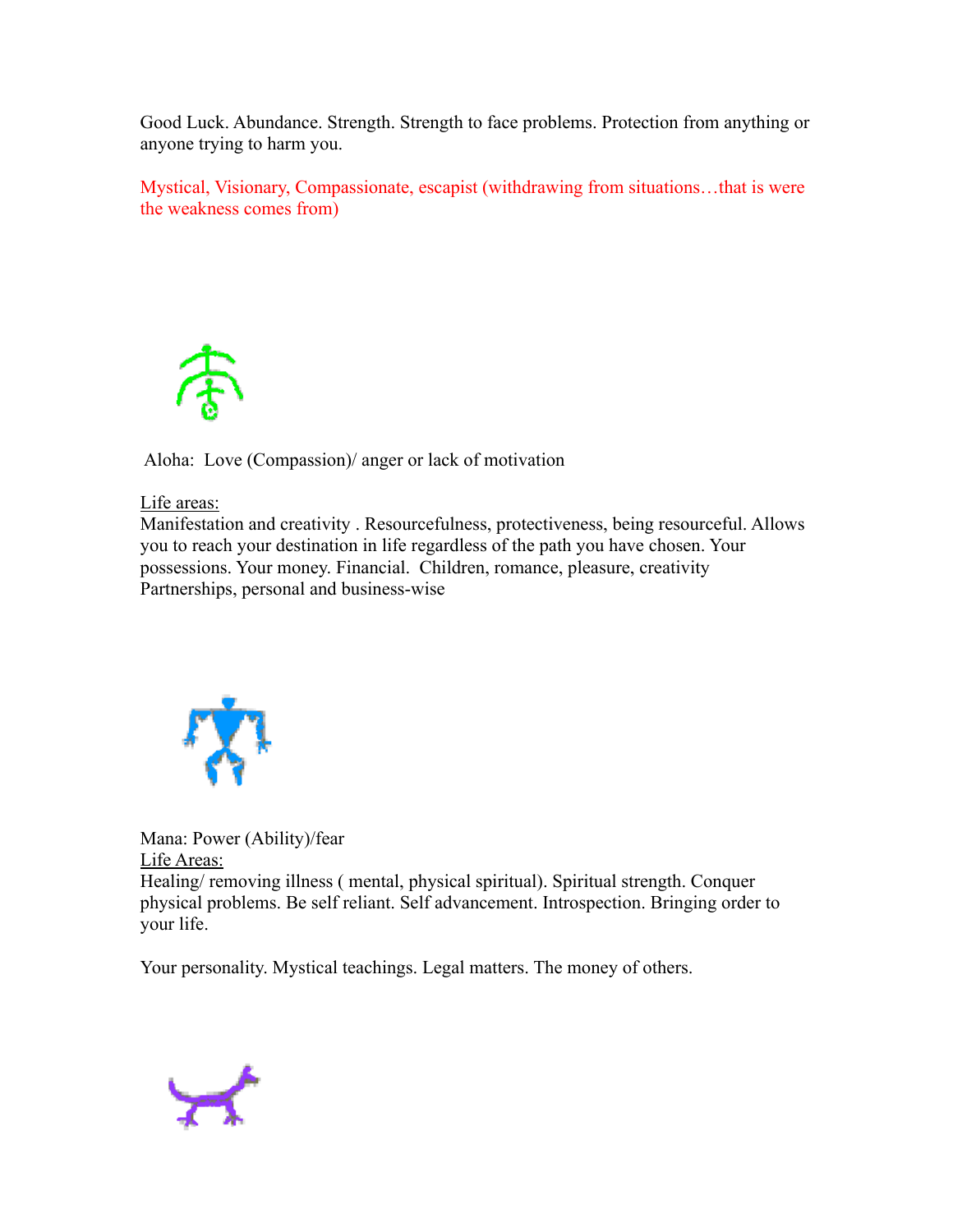Good Luck. Abundance. Strength. Strength to face problems. Protection from anything or anyone trying to harm you.

Mystical, Visionary, Compassionate, escapist (withdrawing from situations…that is were the weakness comes from)

Aloha: Love (Compassion)/ anger or lack of motivation

<u>Life areas:</u>
Manifestation and creativity . Resourcefulness, protectiveness, being resourceful. Allows you to reach your destination in life regardless of the path you have chosen. Your possessions. Your money. Financial. Children, romance, pleasure, creativity
Partnerships, personal and business-wise

Mana: Power (Ability)/fear
<u>Life Areas:</u>
Healing/ removing illness ( mental, physical spiritual). Spiritual strength. Conquer physical problems. Be self reliant. Self advancement. Introspection. Bringing order to your life.

Your personality. Mystical teachings. Legal matters. The money of others.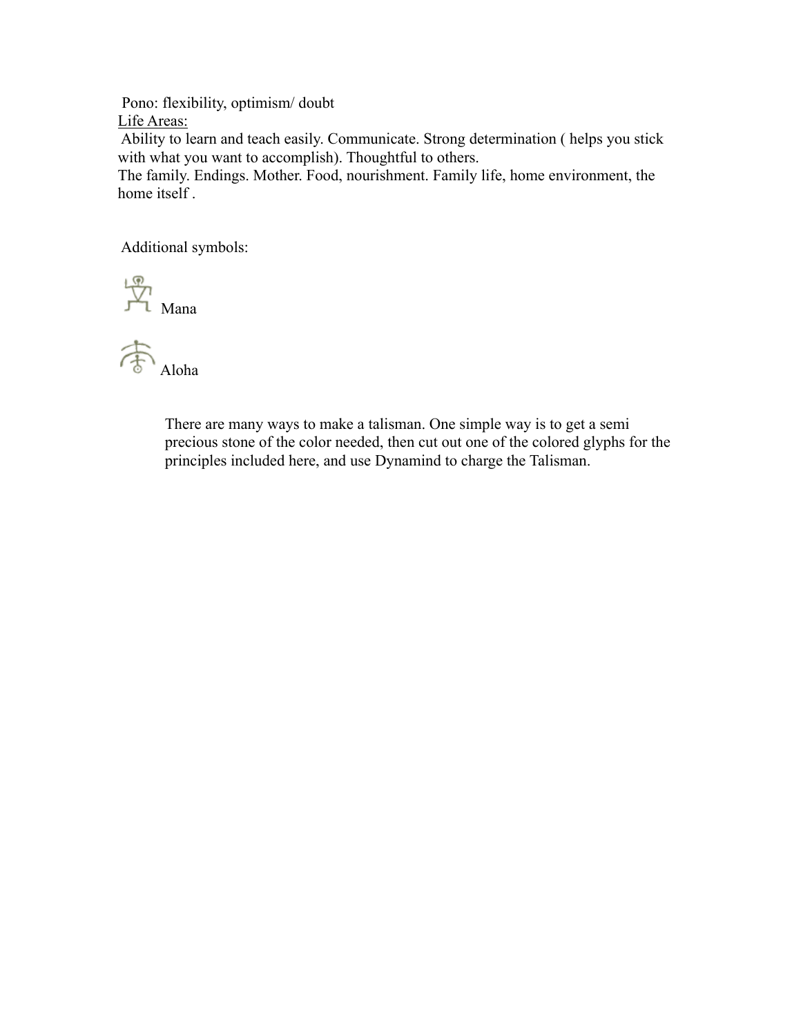Pono: flexibility, optimism/ doubt

<u>Life Areas:</u>

Ability to learn and teach easily. Communicate. Strong determination ( helps you stick with what you want to accomplish). Thoughtful to others.

The family. Endings. Mother. Food, nourishment. Family life, home environment, the home itself .

Additional symbols:

Mana

Aloha

There are many ways to make a talisman. One simple way is to get a semi precious stone of the color needed, then cut out one of the colored glyphs for the principles included here, and use Dynamind to charge the Talisman.